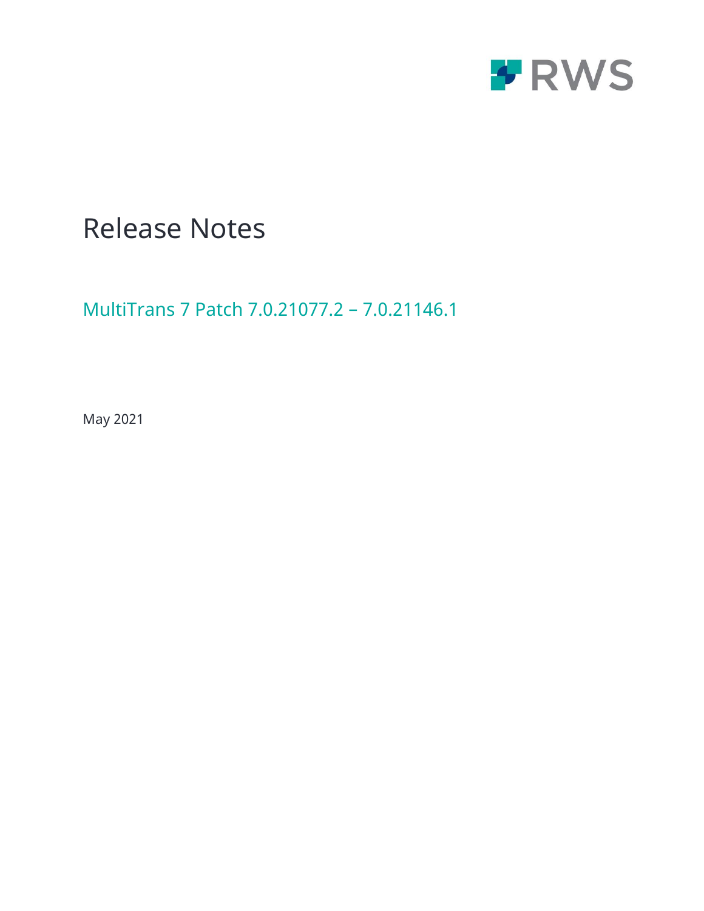RWS

# Release Notes

## MultiTrans 7 Patch 7.0.21077.2 – 7.0.21146.1

May 2021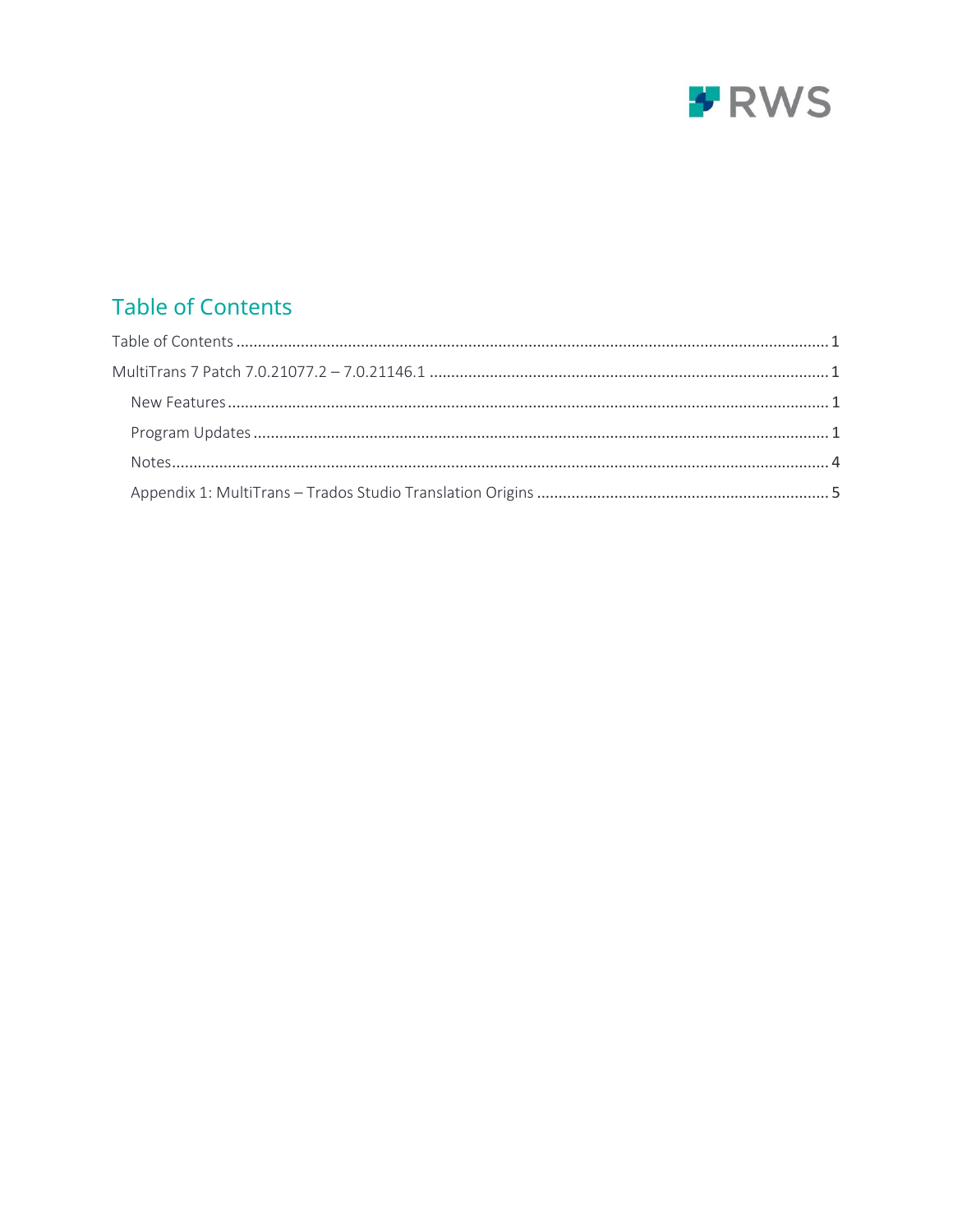## Table of Contents

Table of Contents ........................................................................................................................................ 1

MultiTrans 7 Patch 7.0.21077.2 – 7.0.21146.1 ............................................................................................ 1

- New Features ........................................................................................................................................ 1
- Program Updates .................................................................................................................................. 1
- Notes..................................................................................................................................................... 4
- Appendix 1: MultiTrans – Trados Studio Translation Origins .................................................................. 5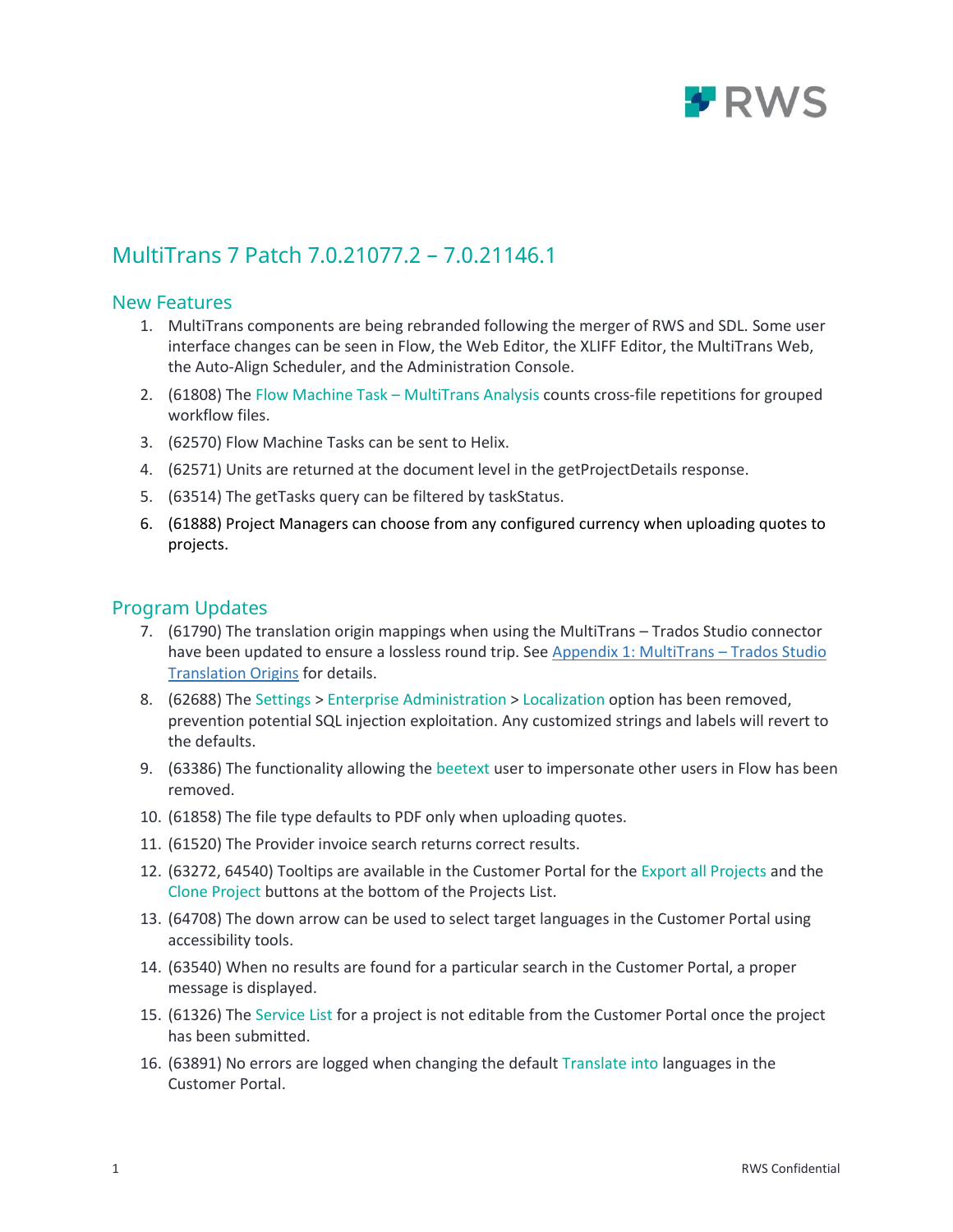# MultiTrans 7 Patch 7.0.21077.2 – 7.0.21146.1

## New Features

1. MultiTrans components are being rebranded following the merger of RWS and SDL. Some user interface changes can be seen in Flow, the Web Editor, the XLIFF Editor, the MultiTrans Web, the Auto-Align Scheduler, and the Administration Console.
2. (61808) The Flow Machine Task – MultiTrans Analysis counts cross-file repetitions for grouped workflow files.
3. (62570) Flow Machine Tasks can be sent to Helix.
4. (62571) Units are returned at the document level in the getProjectDetails response.
5. (63514) The getTasks query can be filtered by taskStatus.
6. (61888) Project Managers can choose from any configured currency when uploading quotes to projects.

## Program Updates

7. (61790) The translation origin mappings when using the MultiTrans – Trados Studio connector have been updated to ensure a lossless round trip. See Appendix 1: MultiTrans – Trados Studio Translation Origins for details.
8. (62688) The Settings > Enterprise Administration > Localization option has been removed, prevention potential SQL injection exploitation. Any customized strings and labels will revert to the defaults.
9. (63386) The functionality allowing the beetext user to impersonate other users in Flow has been removed.
10. (61858) The file type defaults to PDF only when uploading quotes.
11. (61520) The Provider invoice search returns correct results.
12. (63272, 64540) Tooltips are available in the Customer Portal for the Export all Projects and the Clone Project buttons at the bottom of the Projects List.
13. (64708) The down arrow can be used to select target languages in the Customer Portal using accessibility tools.
14. (63540) When no results are found for a particular search in the Customer Portal, a proper message is displayed.
15. (61326) The Service List for a project is not editable from the Customer Portal once the project has been submitted.
16. (63891) No errors are logged when changing the default Translate into languages in the Customer Portal.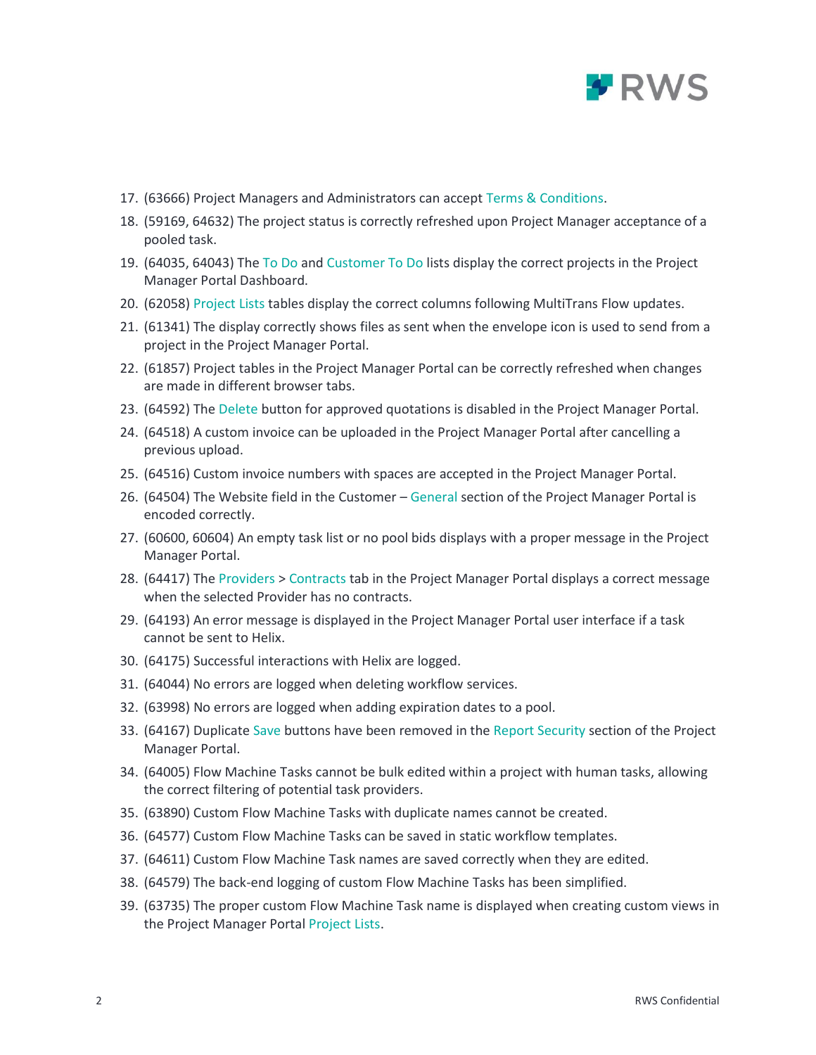17. (63666) Project Managers and Administrators can accept Terms & Conditions.
18. (59169, 64632) The project status is correctly refreshed upon Project Manager acceptance of a pooled task.
19. (64035, 64043) The To Do and Customer To Do lists display the correct projects in the Project Manager Portal Dashboard.
20. (62058) Project Lists tables display the correct columns following MultiTrans Flow updates.
21. (61341) The display correctly shows files as sent when the envelope icon is used to send from a project in the Project Manager Portal.
22. (61857) Project tables in the Project Manager Portal can be correctly refreshed when changes are made in different browser tabs.
23. (64592) The Delete button for approved quotations is disabled in the Project Manager Portal.
24. (64518) A custom invoice can be uploaded in the Project Manager Portal after cancelling a previous upload.
25. (64516) Custom invoice numbers with spaces are accepted in the Project Manager Portal.
26. (64504) The Website field in the Customer – General section of the Project Manager Portal is encoded correctly.
27. (60600, 60604) An empty task list or no pool bids displays with a proper message in the Project Manager Portal.
28. (64417) The Providers > Contracts tab in the Project Manager Portal displays a correct message when the selected Provider has no contracts.
29. (64193) An error message is displayed in the Project Manager Portal user interface if a task cannot be sent to Helix.
30. (64175) Successful interactions with Helix are logged.
31. (64044) No errors are logged when deleting workflow services.
32. (63998) No errors are logged when adding expiration dates to a pool.
33. (64167) Duplicate Save buttons have been removed in the Report Security section of the Project Manager Portal.
34. (64005) Flow Machine Tasks cannot be bulk edited within a project with human tasks, allowing the correct filtering of potential task providers.
35. (63890) Custom Flow Machine Tasks with duplicate names cannot be created.
36. (64577) Custom Flow Machine Tasks can be saved in static workflow templates.
37. (64611) Custom Flow Machine Task names are saved correctly when they are edited.
38. (64579) The back-end logging of custom Flow Machine Tasks has been simplified.
39. (63735) The proper custom Flow Machine Task name is displayed when creating custom views in the Project Manager Portal Project Lists.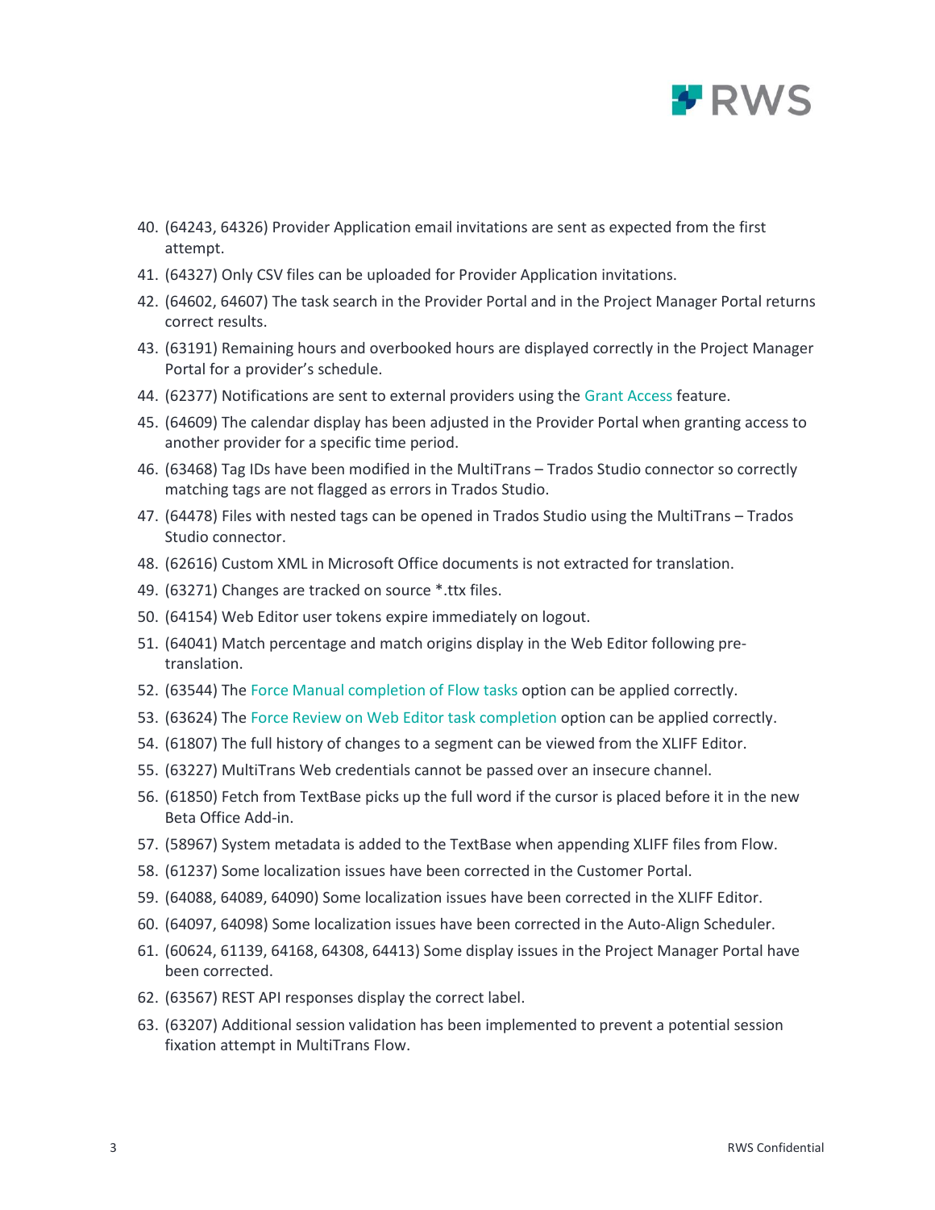40. (64243, 64326) Provider Application email invitations are sent as expected from the first attempt.
41. (64327) Only CSV files can be uploaded for Provider Application invitations.
42. (64602, 64607) The task search in the Provider Portal and in the Project Manager Portal returns correct results.
43. (63191) Remaining hours and overbooked hours are displayed correctly in the Project Manager Portal for a provider's schedule.
44. (62377) Notifications are sent to external providers using the Grant Access feature.
45. (64609) The calendar display has been adjusted in the Provider Portal when granting access to another provider for a specific time period.
46. (63468) Tag IDs have been modified in the MultiTrans – Trados Studio connector so correctly matching tags are not flagged as errors in Trados Studio.
47. (64478) Files with nested tags can be opened in Trados Studio using the MultiTrans – Trados Studio connector.
48. (62616) Custom XML in Microsoft Office documents is not extracted for translation.
49. (63271) Changes are tracked on source *.ttx files.
50. (64154) Web Editor user tokens expire immediately on logout.
51. (64041) Match percentage and match origins display in the Web Editor following pre-translation.
52. (63544) The Force Manual completion of Flow tasks option can be applied correctly.
53. (63624) The Force Review on Web Editor task completion option can be applied correctly.
54. (61807) The full history of changes to a segment can be viewed from the XLIFF Editor.
55. (63227) MultiTrans Web credentials cannot be passed over an insecure channel.
56. (61850) Fetch from TextBase picks up the full word if the cursor is placed before it in the new Beta Office Add-in.
57. (58967) System metadata is added to the TextBase when appending XLIFF files from Flow.
58. (61237) Some localization issues have been corrected in the Customer Portal.
59. (64088, 64089, 64090) Some localization issues have been corrected in the XLIFF Editor.
60. (64097, 64098) Some localization issues have been corrected in the Auto-Align Scheduler.
61. (60624, 61139, 64168, 64308, 64413) Some display issues in the Project Manager Portal have been corrected.
62. (63567) REST API responses display the correct label.
63. (63207) Additional session validation has been implemented to prevent a potential session fixation attempt in MultiTrans Flow.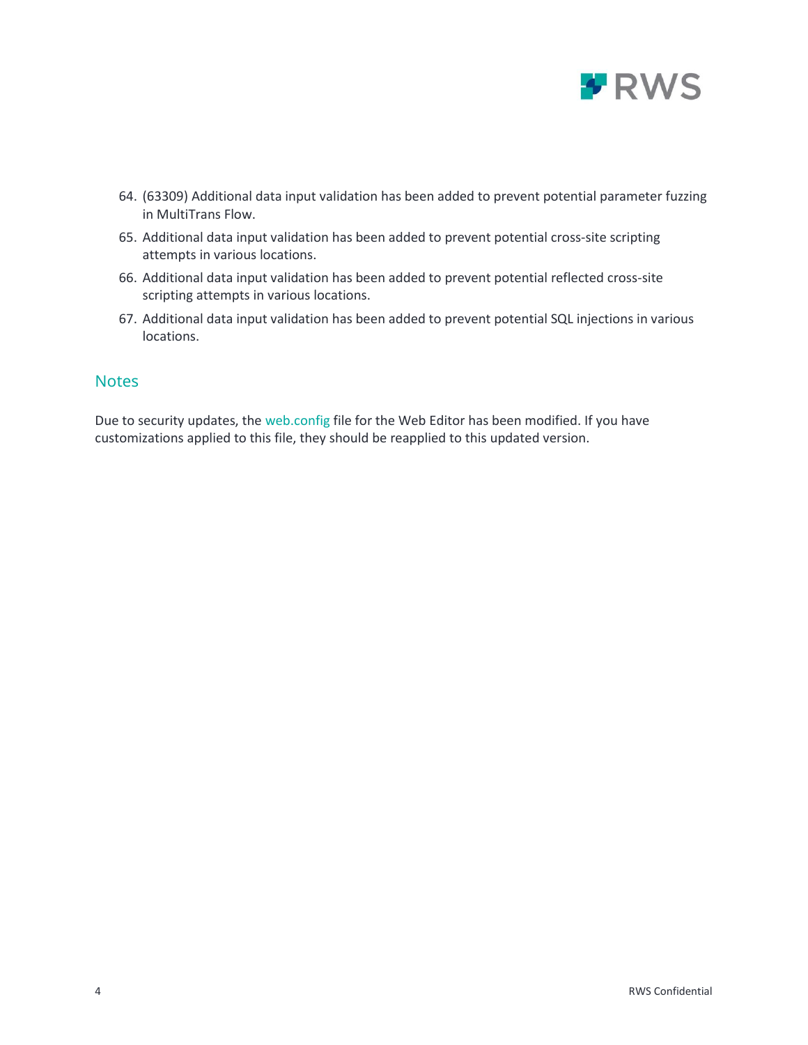64. (63309) Additional data input validation has been added to prevent potential parameter fuzzing in MultiTrans Flow.
65. Additional data input validation has been added to prevent potential cross-site scripting attempts in various locations.
66. Additional data input validation has been added to prevent potential reflected cross-site scripting attempts in various locations.
67. Additional data input validation has been added to prevent potential SQL injections in various locations.

## Notes

Due to security updates, the web.config file for the Web Editor has been modified. If you have customizations applied to this file, they should be reapplied to this updated version.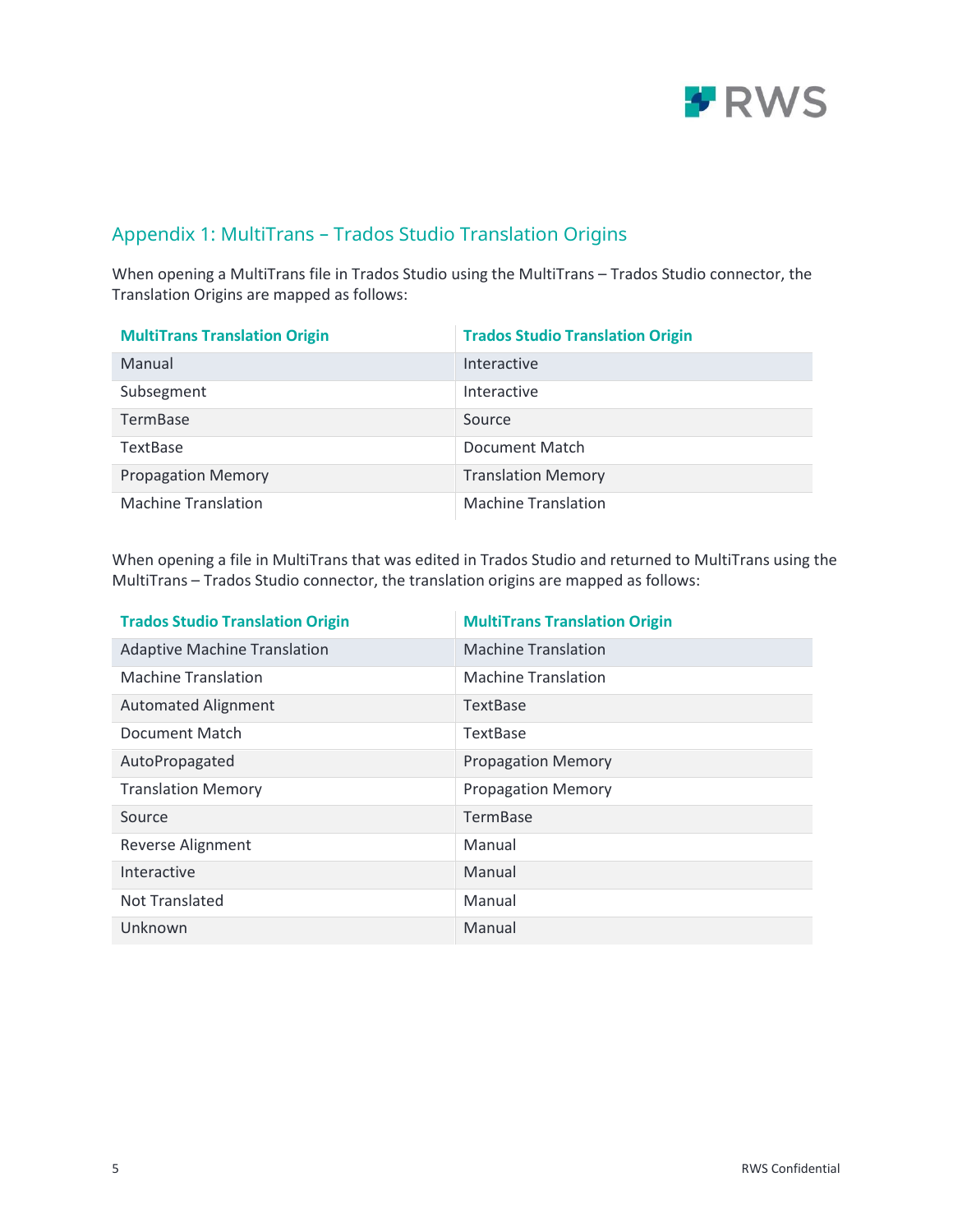## Appendix 1: MultiTrans – Trados Studio Translation Origins

When opening a MultiTrans file in Trados Studio using the MultiTrans – Trados Studio connector, the Translation Origins are mapped as follows:

| MultiTrans Translation Origin | Trados Studio Translation Origin |
|---|---|
| Manual | Interactive |
| Subsegment | Interactive |
| TermBase | Source |
| TextBase | Document Match |
| Propagation Memory | Translation Memory |
| Machine Translation | Machine Translation |

When opening a file in MultiTrans that was edited in Trados Studio and returned to MultiTrans using the MultiTrans – Trados Studio connector, the translation origins are mapped as follows:

| Trados Studio Translation Origin | MultiTrans Translation Origin |
|---|---|
| Adaptive Machine Translation | Machine Translation |
| Machine Translation | Machine Translation |
| Automated Alignment | TextBase |
| Document Match | TextBase |
| AutoPropagated | Propagation Memory |
| Translation Memory | Propagation Memory |
| Source | TermBase |
| Reverse Alignment | Manual |
| Interactive | Manual |
| Not Translated | Manual |
| Unknown | Manual |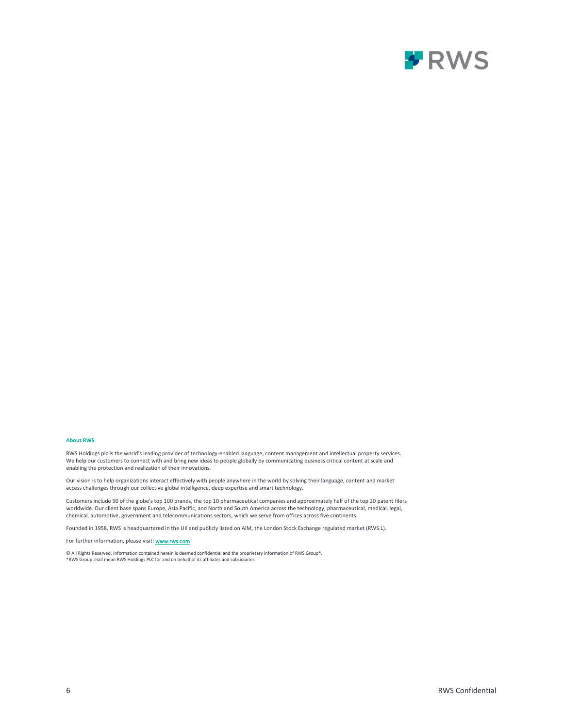**About RWS**

RWS Holdings plc is the world's leading provider of technology-enabled language, content management and intellectual property services. We help our customers to connect with and bring new ideas to people globally by communicating business critical content at scale and enabling the protection and realization of their innovations.

Our vision is to help organizations interact effectively with people anywhere in the world by solving their language, content and market access challenges through our collective global intelligence, deep expertise and smart technology.

Customers include 90 of the globe's top 100 brands, the top 10 pharmaceutical companies and approximately half of the top 20 patent filers worldwide. Our client base spans Europe, Asia Pacific, and North and South America across the technology, pharmaceutical, medical, legal, chemical, automotive, government and telecommunications sectors, which we serve from offices across five continents.

Founded in 1958, RWS is headquartered in the UK and publicly listed on AIM, the London Stock Exchange regulated market (RWS.L).

For further information, please visit: www.rws.com

© All Rights Reserved. Information contained herein is deemed confidential and the proprietary information of RWS Group*.
*RWS Group shall mean RWS Holdings PLC for and on behalf of its affiliates and subsidiaries.